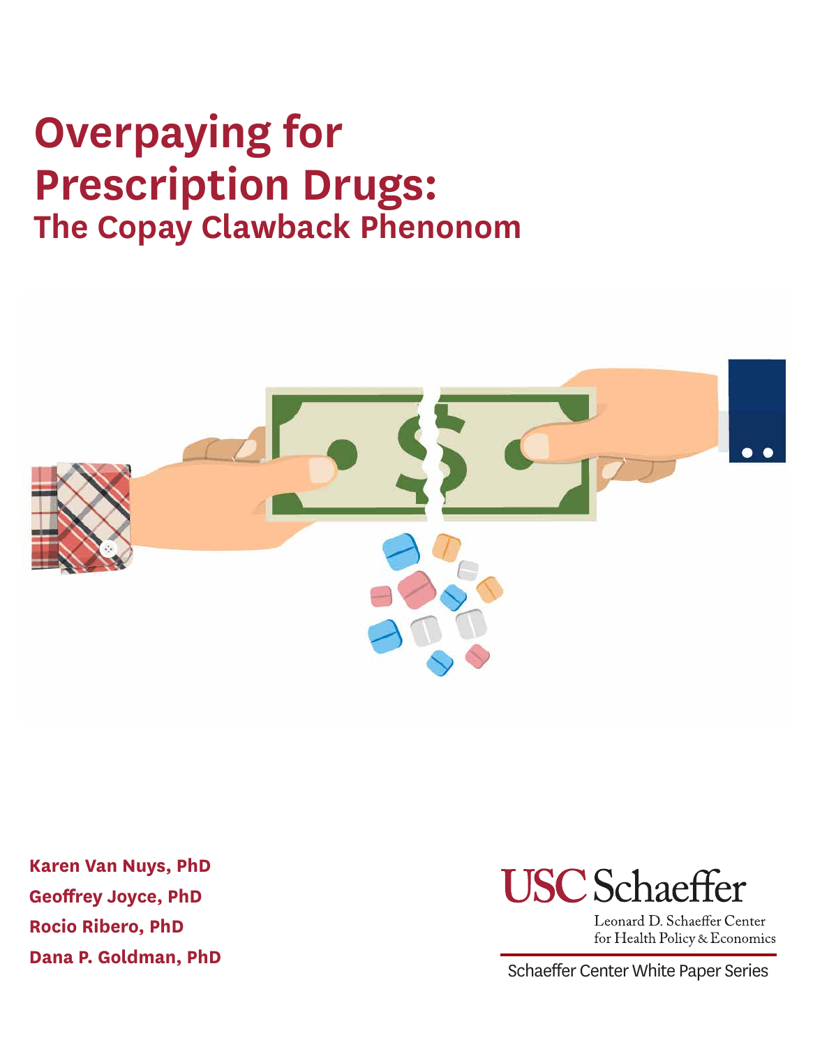# Overpaying for Prescription Drugs:

## The Copay Clawback Phenonom

**Karen Van Nuys, PhD**

**Geoffrey Joyce, PhD**

**Rocio Ribero, PhD**

**Dana P. Goldman, PhD**

USC Schaeffer

Leonard D. Schaeffer Center for Health Policy & Economics

Schaeffer Center White Paper Series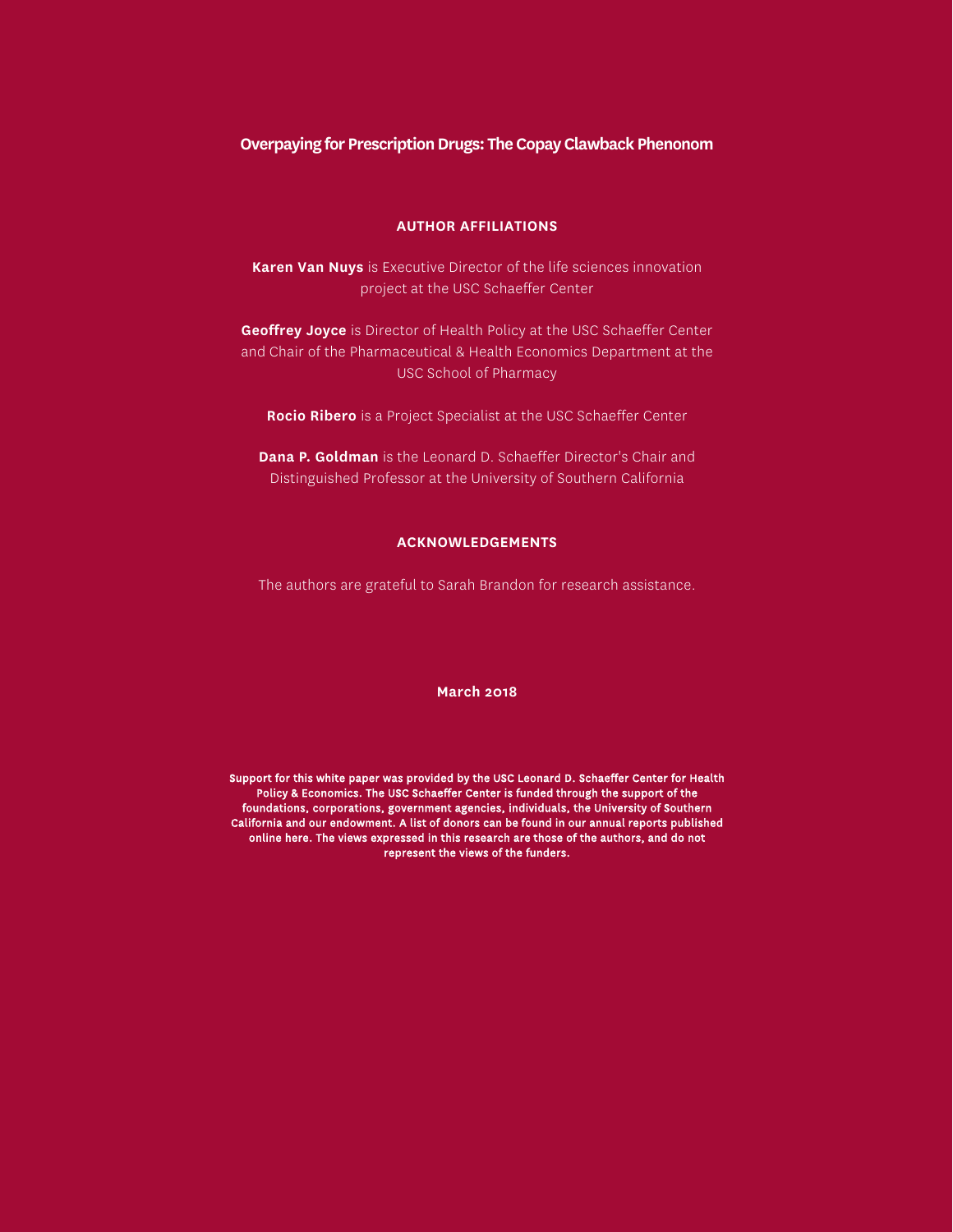**Overpaying for Prescription Drugs: The Copay Clawback Phenonom**

## AUTHOR AFFILIATIONS

**Karen Van Nuys** is Executive Director of the life sciences innovation project at the USC Schaeffer Center

**Geoffrey Joyce** is Director of Health Policy at the USC Schaeffer Center and Chair of the Pharmaceutical & Health Economics Department at the USC School of Pharmacy

**Rocio Ribero** is a Project Specialist at the USC Schaeffer Center

**Dana P. Goldman** is the Leonard D. Schaeffer Director's Chair and Distinguished Professor at the University of Southern California

## ACKNOWLEDGEMENTS

The authors are grateful to Sarah Brandon for research assistance.

**March 2018**

**Support for this white paper was provided by the USC Leonard D. Schaeffer Center for Health Policy & Economics. The USC Schaeffer Center is funded through the support of the foundations, corporations, government agencies, individuals, the University of Southern California and our endowment. A list of donors can be found in our annual reports published online here. The views expressed in this research are those of the authors, and do not represent the views of the funders.**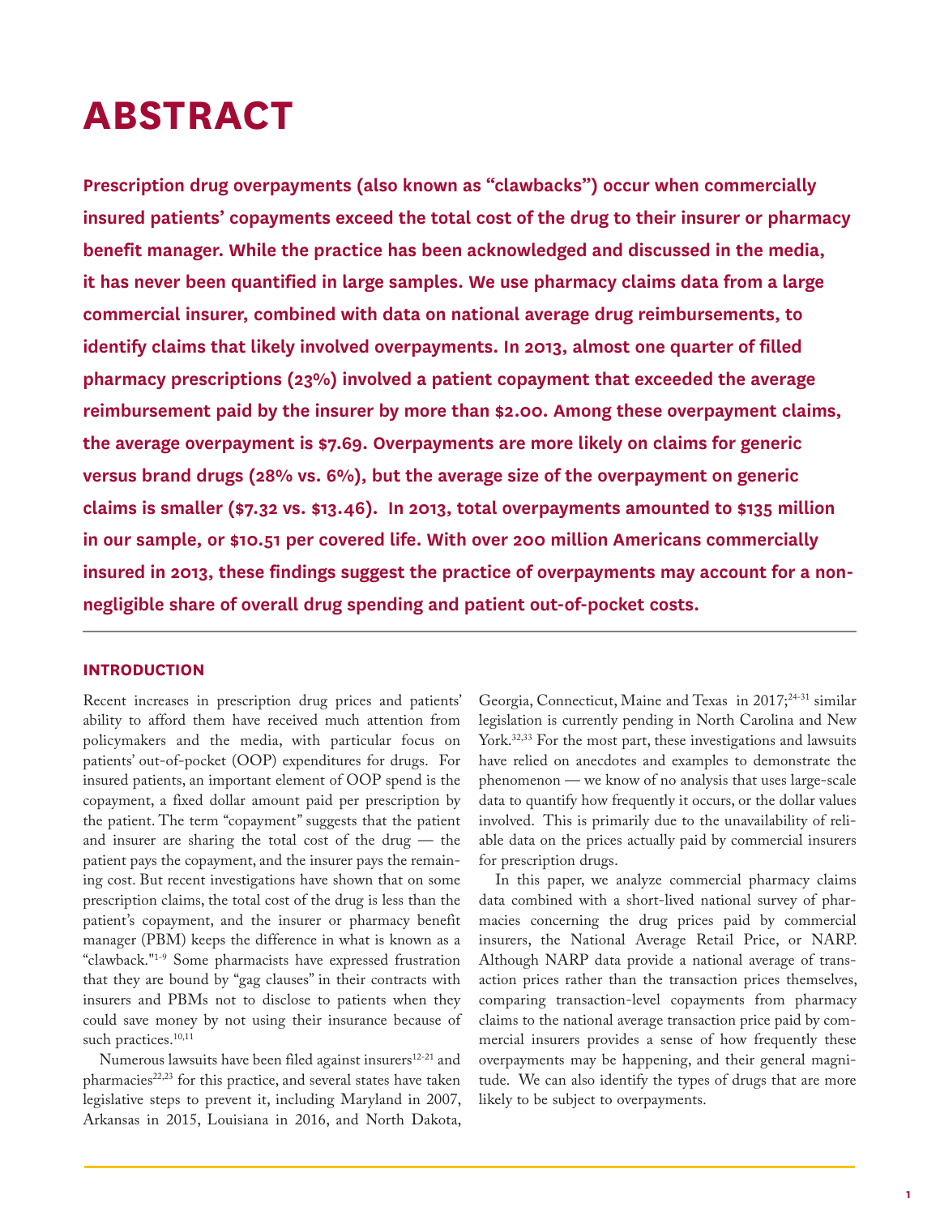# ABSTRACT

**Prescription drug overpayments (also known as "clawbacks") occur when commercially insured patients' copayments exceed the total cost of the drug to their insurer or pharmacy benefit manager. While the practice has been acknowledged and discussed in the media, it has never been quantified in large samples. We use pharmacy claims data from a large commercial insurer, combined with data on national average drug reimbursements, to identify claims that likely involved overpayments. In 2013, almost one quarter of filled pharmacy prescriptions (23%) involved a patient copayment that exceeded the average reimbursement paid by the insurer by more than $2.00. Among these overpayment claims, the average overpayment is $7.69. Overpayments are more likely on claims for generic versus brand drugs (28% vs. 6%), but the average size of the overpayment on generic claims is smaller ($7.32 vs. $13.46). In 2013, total overpayments amounted to $135 million in our sample, or $10.51 per covered life. With over 200 million Americans commercially insured in 2013, these findings suggest the practice of overpayments may account for a non-negligible share of overall drug spending and patient out-of-pocket costs.**

## INTRODUCTION

Recent increases in prescription drug prices and patients' ability to afford them have received much attention from policymakers and the media, with particular focus on patients' out-of-pocket (OOP) expenditures for drugs. For insured patients, an important element of OOP spend is the copayment, a fixed dollar amount paid per prescription by the patient. The term "copayment" suggests that the patient and insurer are sharing the total cost of the drug — the patient pays the copayment, and the insurer pays the remaining cost. But recent investigations have shown that on some prescription claims, the total cost of the drug is less than the patient's copayment, and the insurer or pharmacy benefit manager (PBM) keeps the difference in what is known as a "clawback."[1-9] Some pharmacists have expressed frustration that they are bound by "gag clauses" in their contracts with insurers and PBMs not to disclose to patients when they could save money by not using their insurance because of such practices.[10,11]

Numerous lawsuits have been filed against insurers[12-21] and pharmacies[22,23] for this practice, and several states have taken legislative steps to prevent it, including Maryland in 2007, Arkansas in 2015, Louisiana in 2016, and North Dakota, Georgia, Connecticut, Maine and Texas in 2017;[24-31] similar legislation is currently pending in North Carolina and New York.[32,33] For the most part, these investigations and lawsuits have relied on anecdotes and examples to demonstrate the phenomenon — we know of no analysis that uses large-scale data to quantify how frequently it occurs, or the dollar values involved. This is primarily due to the unavailability of reliable data on the prices actually paid by commercial insurers for prescription drugs.

In this paper, we analyze commercial pharmacy claims data combined with a short-lived national survey of pharmacies concerning the drug prices paid by commercial insurers, the National Average Retail Price, or NARP. Although NARP data provide a national average of transaction prices rather than the transaction prices themselves, comparing transaction-level copayments from pharmacy claims to the national average transaction price paid by commercial insurers provides a sense of how frequently these overpayments may be happening, and their general magnitude. We can also identify the types of drugs that are more likely to be subject to overpayments.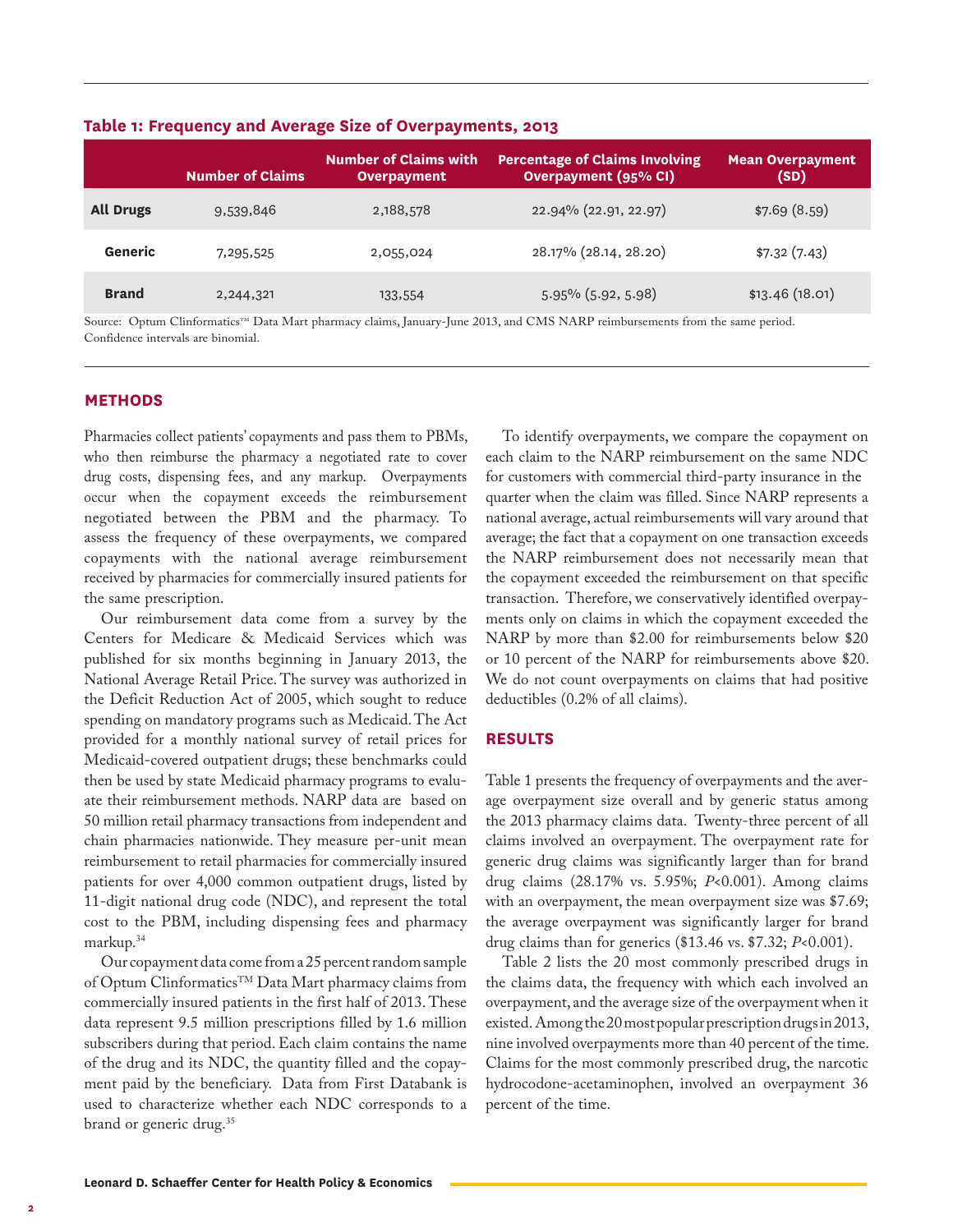**Table 1: Frequency and Average Size of Overpayments, 2013**

| | Number of Claims | Number of Claims with Overpayment | Percentage of Claims Involving Overpayment (95% CI) | Mean Overpayment (SD) |
|---|---|---|---|---|
| **All Drugs** | 9,539,846 | 2,188,578 | 22.94% (22.91, 22.97) | $7.69 (8.59) |
| **Generic** | 7,295,525 | 2,055,024 | 28.17% (28.14, 28.20) | $7.32 (7.43) |
| **Brand** | 2,244,321 | 133,554 | 5.95% (5.92, 5.98) | $13.46 (18.01) |

Source: Optum Clinformatics™ Data Mart pharmacy claims, January-June 2013, and CMS NARP reimbursements from the same period. Confidence intervals are binomial.

## METHODS

Pharmacies collect patients' copayments and pass them to PBMs, who then reimburse the pharmacy a negotiated rate to cover drug costs, dispensing fees, and any markup. Overpayments occur when the copayment exceeds the reimbursement negotiated between the PBM and the pharmacy. To assess the frequency of these overpayments, we compared copayments with the national average reimbursement received by pharmacies for commercially insured patients for the same prescription.

Our reimbursement data come from a survey by the Centers for Medicare & Medicaid Services which was published for six months beginning in January 2013, the National Average Retail Price. The survey was authorized in the Deficit Reduction Act of 2005, which sought to reduce spending on mandatory programs such as Medicaid. The Act provided for a monthly national survey of retail prices for Medicaid-covered outpatient drugs; these benchmarks could then be used by state Medicaid pharmacy programs to evaluate their reimbursement methods. NARP data are based on 50 million retail pharmacy transactions from independent and chain pharmacies nationwide. They measure per-unit mean reimbursement to retail pharmacies for commercially insured patients for over 4,000 common outpatient drugs, listed by 11-digit national drug code (NDC), and represent the total cost to the PBM, including dispensing fees and pharmacy markup.[34]

Our copayment data come from a 25 percent random sample of Optum Clinformatics™ Data Mart pharmacy claims from commercially insured patients in the first half of 2013. These data represent 9.5 million prescriptions filled by 1.6 million subscribers during that period. Each claim contains the name of the drug and its NDC, the quantity filled and the copayment paid by the beneficiary. Data from First Databank is used to characterize whether each NDC corresponds to a brand or generic drug.[35]

To identify overpayments, we compare the copayment on each claim to the NARP reimbursement on the same NDC for customers with commercial third-party insurance in the quarter when the claim was filled. Since NARP represents a national average, actual reimbursements will vary around that average; the fact that a copayment on one transaction exceeds the NARP reimbursement does not necessarily mean that the copayment exceeded the reimbursement on that specific transaction. Therefore, we conservatively identified overpayments only on claims in which the copayment exceeded the NARP by more than $2.00 for reimbursements below $20 or 10 percent of the NARP for reimbursements above $20. We do not count overpayments on claims that had positive deductibles (0.2% of all claims).

## RESULTS

Table 1 presents the frequency of overpayments and the average overpayment size overall and by generic status among the 2013 pharmacy claims data. Twenty-three percent of all claims involved an overpayment. The overpayment rate for generic drug claims was significantly larger than for brand drug claims (28.17% vs. 5.95%; $P<0.001$). Among claims with an overpayment, the mean overpayment size was $7.69; the average overpayment was significantly larger for brand drug claims than for generics ($13.46 vs. $7.32; $P<0.001$).

Table 2 lists the 20 most commonly prescribed drugs in the claims data, the frequency with which each involved an overpayment, and the average size of the overpayment when it existed. Among the 20 most popular prescription drugs in 2013, nine involved overpayments more than 40 percent of the time. Claims for the most commonly prescribed drug, the narcotic hydrocodone-acetaminophen, involved an overpayment 36 percent of the time.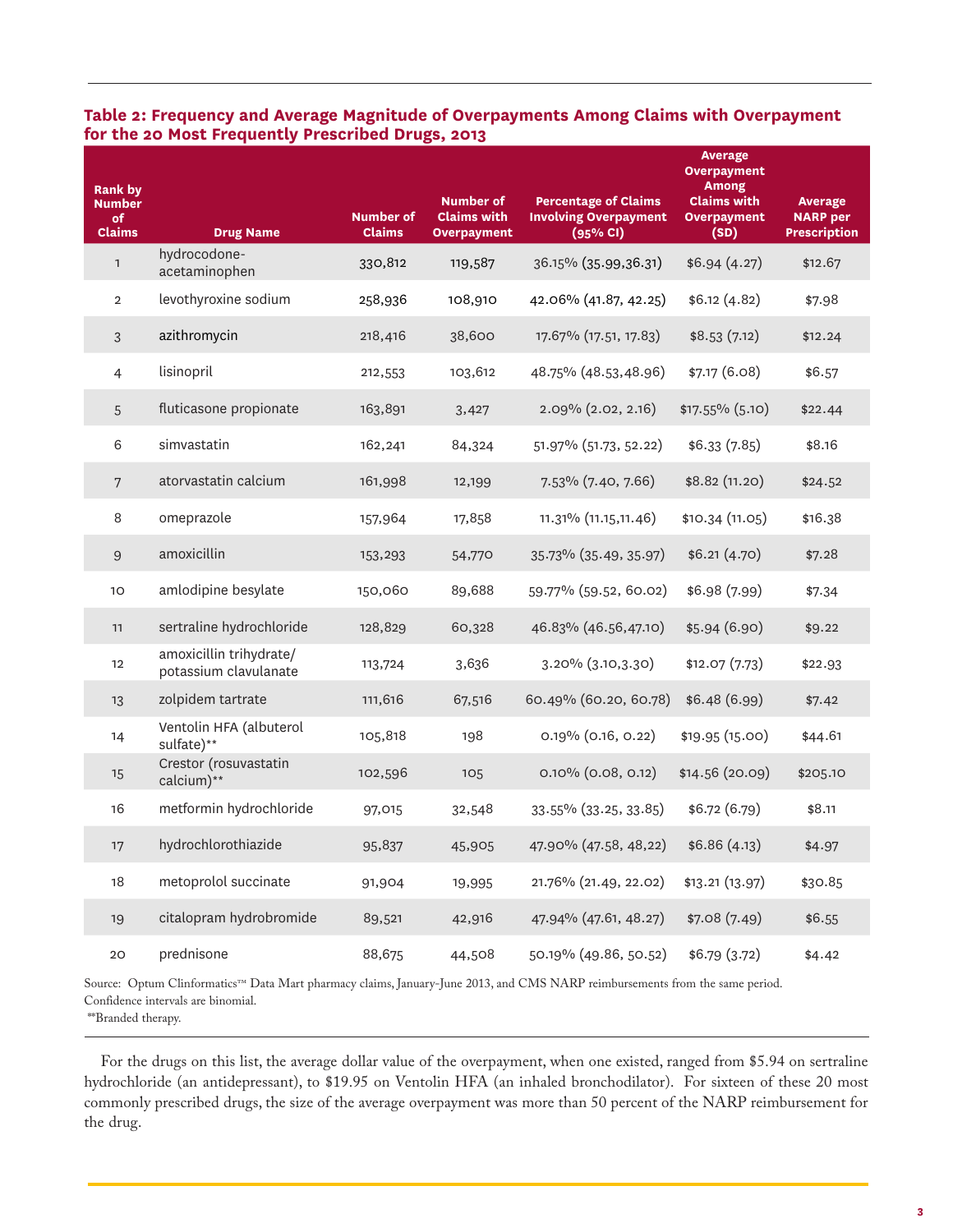**Table 2: Frequency and Average Magnitude of Overpayments Among Claims with Overpayment for the 20 Most Frequently Prescribed Drugs, 2013**

| Rank by Number of Claims | Drug Name | Number of Claims | Number of Claims with Overpayment | Percentage of Claims Involving Overpayment (95% CI) | Average Overpayment Among Claims with Overpayment (SD) | Average NARP per Prescription |
|---|---|---|---|---|---|---|
| 1 | hydrocodone-acetaminophen | 330,812 | 119,587 | 36.15% (35.99,36.31) | $6.94 (4.27) | $12.67 |
| 2 | levothyroxine sodium | 258,936 | 108,910 | 42.06% (41.87, 42.25) | $6.12 (4.82) | $7.98 |
| 3 | azithromycin | 218,416 | 38,600 | 17.67% (17.51, 17.83) | $8.53 (7.12) | $12.24 |
| 4 | lisinopril | 212,553 | 103,612 | 48.75% (48.53,48.96) | $7.17 (6.08) | $6.57 |
| 5 | fluticasone propionate | 163,891 | 3,427 | 2.09% (2.02, 2.16) | $17.55% (5.10) | $22.44 |
| 6 | simvastatin | 162,241 | 84,324 | 51.97% (51.73, 52.22) | $6.33 (7.85) | $8.16 |
| 7 | atorvastatin calcium | 161,998 | 12,199 | 7.53% (7.40, 7.66) | $8.82 (11.20) | $24.52 |
| 8 | omeprazole | 157,964 | 17,858 | 11.31% (11.15,11.46) | $10.34 (11.05) | $16.38 |
| 9 | amoxicillin | 153,293 | 54,770 | 35.73% (35.49, 35.97) | $6.21 (4.70) | $7.28 |
| 10 | amlodipine besylate | 150,060 | 89,688 | 59.77% (59.52, 60.02) | $6.98 (7.99) | $7.34 |
| 11 | sertraline hydrochloride | 128,829 | 60,328 | 46.83% (46.56,47.10) | $5.94 (6.90) | $9.22 |
| 12 | amoxicillin trihydrate/ potassium clavulanate | 113,724 | 3,636 | 3.20% (3.10,3.30) | $12.07 (7.73) | $22.93 |
| 13 | zolpidem tartrate | 111,616 | 67,516 | 60.49% (60.20, 60.78) | $6.48 (6.99) | $7.42 |
| 14 | Ventolin HFA (albuterol sulfate)** | 105,818 | 198 | 0.19% (0.16, 0.22) | $19.95 (15.00) | $44.61 |
| 15 | Crestor (rosuvastatin calcium)** | 102,596 | 105 | 0.10% (0.08, 0.12) | $14.56 (20.09) | $205.10 |
| 16 | metformin hydrochloride | 97,015 | 32,548 | 33.55% (33.25, 33.85) | $6.72 (6.79) | $8.11 |
| 17 | hydrochlorothiazide | 95,837 | 45,905 | 47.90% (47.58, 48,22) | $6.86 (4.13) | $4.97 |
| 18 | metoprolol succinate | 91,904 | 19,995 | 21.76% (21.49, 22.02) | $13.21 (13.97) | $30.85 |
| 19 | citalopram hydrobromide | 89,521 | 42,916 | 47.94% (47.61, 48.27) | $7.08 (7.49) | $6.55 |
| 20 | prednisone | 88,675 | 44,508 | 50.19% (49.86, 50.52) | $6.79 (3.72) | $4.42 |

Source: Optum Clinformatics™ Data Mart pharmacy claims, January-June 2013, and CMS NARP reimbursements from the same period.
Confidence intervals are binomial.
**Branded therapy.

For the drugs on this list, the average dollar value of the overpayment, when one existed, ranged from $5.94 on sertraline hydrochloride (an antidepressant), to $19.95 on Ventolin HFA (an inhaled bronchodilator). For sixteen of these 20 most commonly prescribed drugs, the size of the average overpayment was more than 50 percent of the NARP reimbursement for the drug.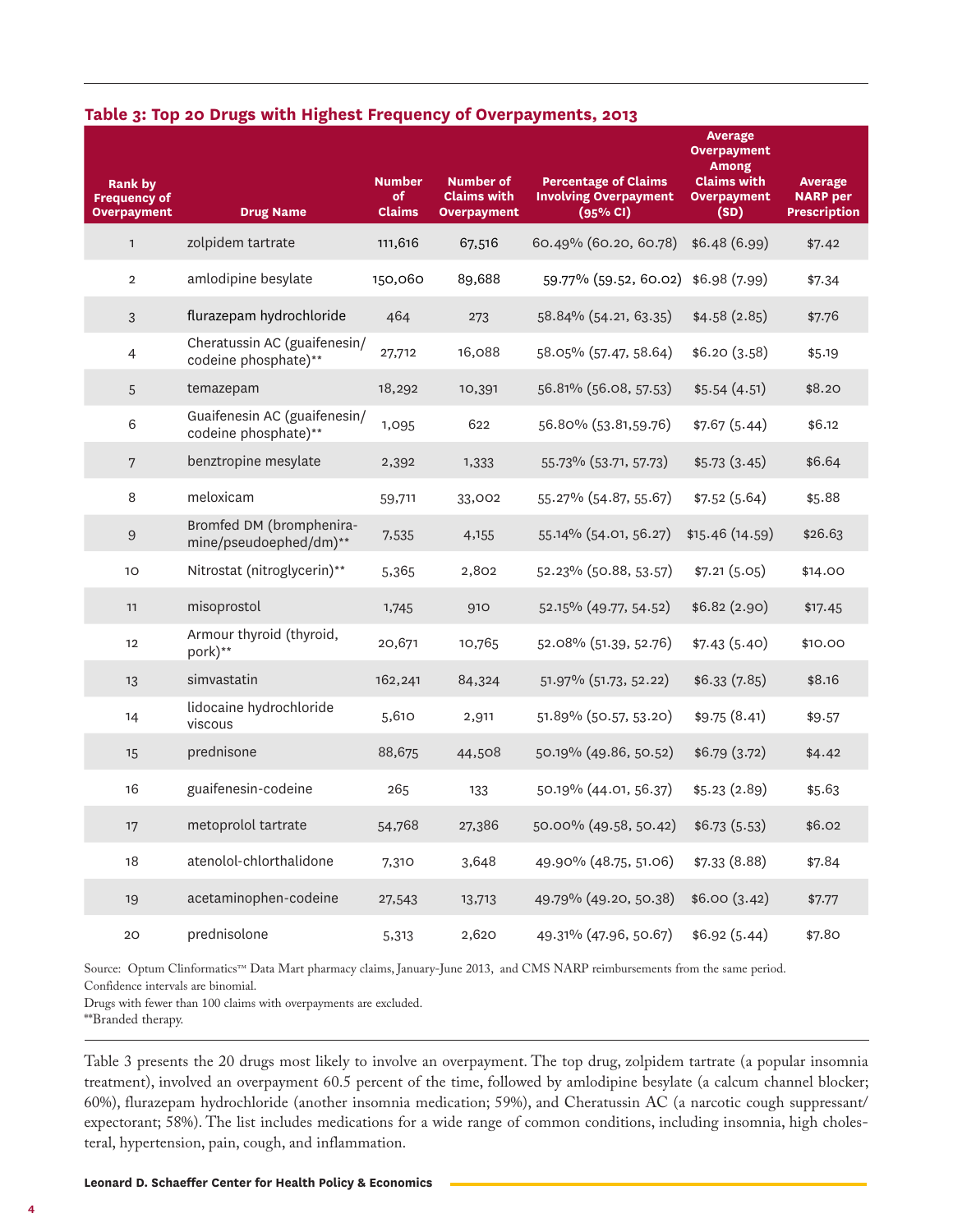## Table 3: Top 20 Drugs with Highest Frequency of Overpayments, 2013

| Rank by Frequency of Overpayment | Drug Name | Number of Claims | Number of Claims with Overpayment | Percentage of Claims Involving Overpayment (95% CI) | Average Overpayment Among Claims with Overpayment (SD) | Average NARP per Prescription |
|---|---|---|---|---|---|---|
| 1 | zolpidem tartrate | 111,616 | 67,516 | 60.49% (60.20, 60.78) | $6.48 (6.99) | $7.42 |
| 2 | amlodipine besylate | 150,060 | 89,688 | 59.77% (59.52, 60.02) | $6.98 (7.99) | $7.34 |
| 3 | flurazepam hydrochloride | 464 | 273 | 58.84% (54.21, 63.35) | $4.58 (2.85) | $7.76 |
| 4 | Cheratussin AC (guaifenesin/ codeine phosphate)** | 27,712 | 16,088 | 58.05% (57.47, 58.64) | $6.20 (3.58) | $5.19 |
| 5 | temazepam | 18,292 | 10,391 | 56.81% (56.08, 57.53) | $5.54 (4.51) | $8.20 |
| 6 | Guaifenesin AC (guaifenesin/ codeine phosphate)** | 1,095 | 622 | 56.80% (53.81,59.76) | $7.67 (5.44) | $6.12 |
| 7 | benztropine mesylate | 2,392 | 1,333 | 55.73% (53.71, 57.73) | $5.73 (3.45) | $6.64 |
| 8 | meloxicam | 59,711 | 33,002 | 55.27% (54.87, 55.67) | $7.52 (5.64) | $5.88 |
| 9 | Bromfed DM (brompheniramine/pseudoephed/dm)** | 7,535 | 4,155 | 55.14% (54.01, 56.27) | $15.46 (14.59) | $26.63 |
| 10 | Nitrostat (nitroglycerin)** | 5,365 | 2,802 | 52.23% (50.88, 53.57) | $7.21 (5.05) | $14.00 |
| 11 | misoprostol | 1,745 | 910 | 52.15% (49.77, 54.52) | $6.82 (2.90) | $17.45 |
| 12 | Armour thyroid (thyroid, pork)** | 20,671 | 10,765 | 52.08% (51.39, 52.76) | $7.43 (5.40) | $10.00 |
| 13 | simvastatin | 162,241 | 84,324 | 51.97% (51.73, 52.22) | $6.33 (7.85) | $8.16 |
| 14 | lidocaine hydrochloride viscous | 5,610 | 2,911 | 51.89% (50.57, 53.20) | $9.75 (8.41) | $9.57 |
| 15 | prednisone | 88,675 | 44,508 | 50.19% (49.86, 50.52) | $6.79 (3.72) | $4.42 |
| 16 | guaifenesin-codeine | 265 | 133 | 50.19% (44.01, 56.37) | $5.23 (2.89) | $5.63 |
| 17 | metoprolol tartrate | 54,768 | 27,386 | 50.00% (49.58, 50.42) | $6.73 (5.53) | $6.02 |
| 18 | atenolol-chlorthalidone | 7,310 | 3,648 | 49.90% (48.75, 51.06) | $7.33 (8.88) | $7.84 |
| 19 | acetaminophen-codeine | 27,543 | 13,713 | 49.79% (49.20, 50.38) | $6.00 (3.42) | $7.77 |
| 20 | prednisolone | 5,313 | 2,620 | 49.31% (47.96, 50.67) | $6.92 (5.44) | $7.80 |

Source: Optum Clinformatics™ Data Mart pharmacy claims, January-June 2013, and CMS NARP reimbursements from the same period.
Confidence intervals are binomial.
Drugs with fewer than 100 claims with overpayments are excluded.
**Branded therapy.

Table 3 presents the 20 drugs most likely to involve an overpayment. The top drug, zolpidem tartrate (a popular insomnia treatment), involved an overpayment 60.5 percent of the time, followed by amlodipine besylate (a calcum channel blocker; 60%), flurazepam hydrochloride (another insomnia medication; 59%), and Cheratussin AC (a narcotic cough suppressant/ expectorant; 58%). The list includes medications for a wide range of common conditions, including insomnia, high cholesteral, hypertension, pain, cough, and inflammation.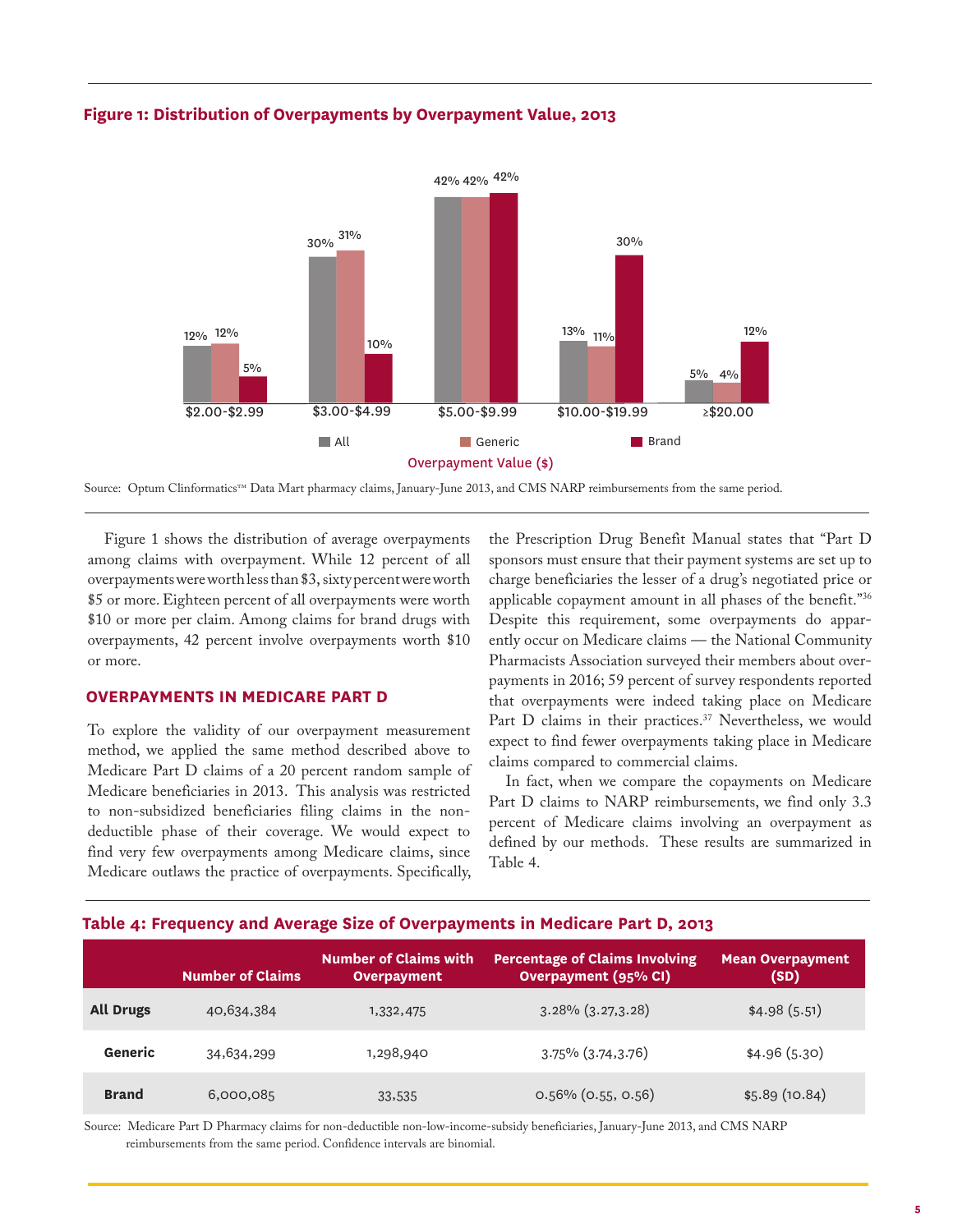### Figure 1: Distribution of Overpayments by Overpayment Value, 2013

| Overpayment Value ($) | All | Generic | Brand |
|---|---|---|---|
| $2.00-$2.99 | 12% | 12% | 5% |
| $3.00-$4.99 | 30% | 31% | 10% |
| $5.00-$9.99 | 42% | 42% | 42% |
| $10.00-$19.99 | 13% | 11% | 30% |
| ≥$20.00 | 5% | 4% | 12% |

Source: Optum Clinformatics™ Data Mart pharmacy claims, January-June 2013, and CMS NARP reimbursements from the same period.

Figure 1 shows the distribution of average overpayments among claims with overpayment. While 12 percent of all overpayments were worth less than $3, sixty percent were worth $5 or more. Eighteen percent of all overpayments were worth $10 or more per claim. Among claims for brand drugs with overpayments, 42 percent involve overpayments worth $10 or more.

## OVERPAYMENTS IN MEDICARE PART D

To explore the validity of our overpayment measurement method, we applied the same method described above to Medicare Part D claims of a 20 percent random sample of Medicare beneficiaries in 2013. This analysis was restricted to non-subsidized beneficiaries filing claims in the non-deductible phase of their coverage. We would expect to find very few overpayments among Medicare claims, since Medicare outlaws the practice of overpayments. Specifically, the Prescription Drug Benefit Manual states that "Part D sponsors must ensure that their payment systems are set up to charge beneficiaries the lesser of a drug's negotiated price or applicable copayment amount in all phases of the benefit."[36] Despite this requirement, some overpayments do apparently occur on Medicare claims — the National Community Pharmacists Association surveyed their members about overpayments in 2016; 59 percent of survey respondents reported that overpayments were indeed taking place on Medicare Part D claims in their practices.[37] Nevertheless, we would expect to find fewer overpayments taking place in Medicare claims compared to commercial claims.

In fact, when we compare the copayments on Medicare Part D claims to NARP reimbursements, we find only 3.3 percent of Medicare claims involving an overpayment as defined by our methods. These results are summarized in Table 4.

### Table 4: Frequency and Average Size of Overpayments in Medicare Part D, 2013

| | Number of Claims | Number of Claims with Overpayment | Percentage of Claims Involving Overpayment (95% CI) | Mean Overpayment (SD) |
|---|---|---|---|---|
| **All Drugs** | 40,634,384 | 1,332,475 | 3.28% (3.27,3.28) | $4.98 (5.51) |
| **Generic** | 34,634,299 | 1,298,940 | 3.75% (3.74,3.76) | $4.96 (5.30) |
| **Brand** | 6,000,085 | 33,535 | 0.56% (0.55, 0.56) | $5.89 (10.84) |

Source: Medicare Part D Pharmacy claims for non-deductible non-low-income-subsidy beneficiaries, January-June 2013, and CMS NARP reimbursements from the same period. Confidence intervals are binomial.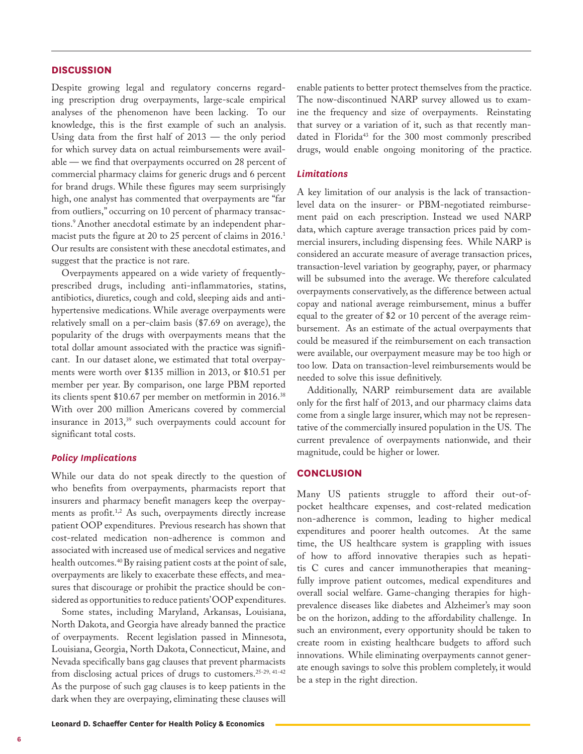## DISCUSSION

Despite growing legal and regulatory concerns regarding prescription drug overpayments, large-scale empirical analyses of the phenomenon have been lacking. To our knowledge, this is the first example of such an analysis. Using data from the first half of 2013 — the only period for which survey data on actual reimbursements were available — we find that overpayments occurred on 28 percent of commercial pharmacy claims for generic drugs and 6 percent for brand drugs. While these figures may seem surprisingly high, one analyst has commented that overpayments are "far from outliers," occurring on 10 percent of pharmacy transactions.[9] Another anecdotal estimate by an independent pharmacist puts the figure at 20 to 25 percent of claims in 2016.[1] Our results are consistent with these anecdotal estimates, and suggest that the practice is not rare.

Overpayments appeared on a wide variety of frequently-prescribed drugs, including anti-inflammatories, statins, antibiotics, diuretics, cough and cold, sleeping aids and anti-hypertensive medications. While average overpayments were relatively small on a per-claim basis ($7.69 on average), the popularity of the drugs with overpayments means that the total dollar amount associated with the practice was significant. In our dataset alone, we estimated that total overpayments were worth over $135 million in 2013, or $10.51 per member per year. By comparison, one large PBM reported its clients spent $10.67 per member on metformin in 2016.[38] With over 200 million Americans covered by commercial insurance in 2013,[39] such overpayments could account for significant total costs.

### *Policy Implications*

While our data do not speak directly to the question of who benefits from overpayments, pharmacists report that insurers and pharmacy benefit managers keep the overpayments as profit.[1,2] As such, overpayments directly increase patient OOP expenditures. Previous research has shown that cost-related medication non-adherence is common and associated with increased use of medical services and negative health outcomes.[40] By raising patient costs at the point of sale, overpayments are likely to exacerbate these effects, and measures that discourage or prohibit the practice should be considered as opportunities to reduce patients' OOP expenditures.

Some states, including Maryland, Arkansas, Louisiana, North Dakota, and Georgia have already banned the practice of overpayments. Recent legislation passed in Minnesota, Louisiana, Georgia, North Dakota, Connecticut, Maine, and Nevada specifically bans gag clauses that prevent pharmacists from disclosing actual prices of drugs to customers.[25–29, 41–42] As the purpose of such gag clauses is to keep patients in the dark when they are overpaying, eliminating these clauses will enable patients to better protect themselves from the practice. The now-discontinued NARP survey allowed us to examine the frequency and size of overpayments. Reinstating that survey or a variation of it, such as that recently mandated in Florida[43] for the 300 most commonly prescribed drugs, would enable ongoing monitoring of the practice.

### *Limitations*

A key limitation of our analysis is the lack of transaction-level data on the insurer- or PBM-negotiated reimbursement paid on each prescription. Instead we used NARP data, which capture average transaction prices paid by commercial insurers, including dispensing fees. While NARP is considered an accurate measure of average transaction prices, transaction-level variation by geography, payer, or pharmacy will be subsumed into the average. We therefore calculated overpayments conservatively, as the difference between actual copay and national average reimbursement, minus a buffer equal to the greater of $2 or 10 percent of the average reimbursement. As an estimate of the actual overpayments that could be measured if the reimbursement on each transaction were available, our overpayment measure may be too high or too low. Data on transaction-level reimbursements would be needed to solve this issue definitively.

Additionally, NARP reimbursement data are available only for the first half of 2013, and our pharmacy claims data come from a single large insurer, which may not be representative of the commercially insured population in the US. The current prevalence of overpayments nationwide, and their magnitude, could be higher or lower.

## CONCLUSION

Many US patients struggle to afford their out-of-pocket healthcare expenses, and cost-related medication non-adherence is common, leading to higher medical expenditures and poorer health outcomes. At the same time, the US healthcare system is grappling with issues of how to afford innovative therapies such as hepatitis C cures and cancer immunotherapies that meaningfully improve patient outcomes, medical expenditures and overall social welfare. Game-changing therapies for high-prevalence diseases like diabetes and Alzheimer's may soon be on the horizon, adding to the affordability challenge. In such an environment, every opportunity should be taken to create room in existing healthcare budgets to afford such innovations. While eliminating overpayments cannot generate enough savings to solve this problem completely, it would be a step in the right direction.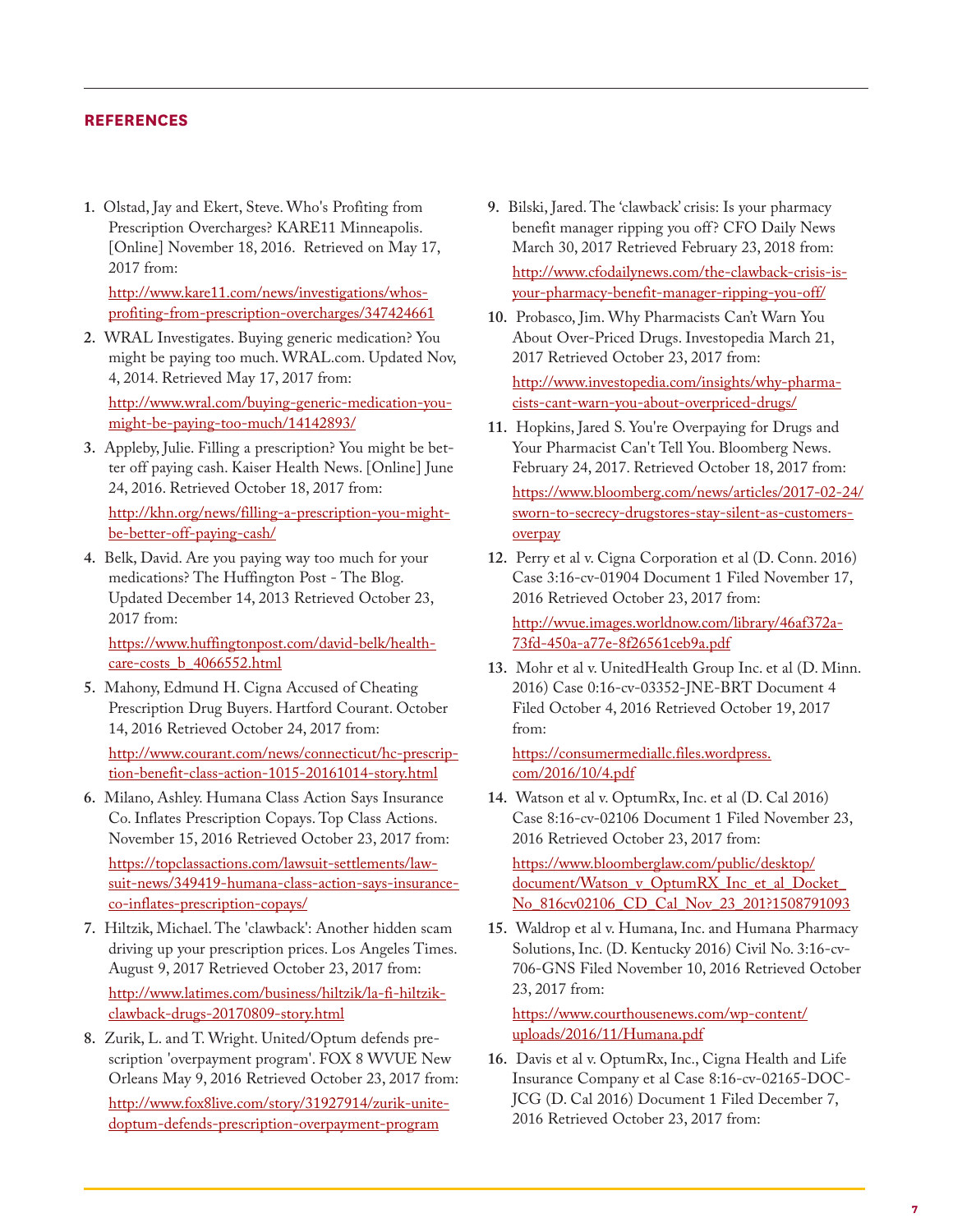## REFERENCES

1. Olstad, Jay and Ekert, Steve. Who's Profiting from Prescription Overcharges? KARE11 Minneapolis. [Online] November 18, 2016. Retrieved on May 17, 2017 from:

   http://www.kare11.com/news/investigations/whos-profiting-from-prescription-overcharges/347424661

2. WRAL Investigates. Buying generic medication? You might be paying too much. WRAL.com. Updated Nov, 4, 2014. Retrieved May 17, 2017 from:

   http://www.wral.com/buying-generic-medication-you-might-be-paying-too-much/14142893/

3. Appleby, Julie. Filling a prescription? You might be better off paying cash. Kaiser Health News. [Online] June 24, 2016. Retrieved October 18, 2017 from:

   http://khn.org/news/filling-a-prescription-you-might-be-better-off-paying-cash/

4. Belk, David. Are you paying way too much for your medications? The Huffington Post - The Blog. Updated December 14, 2013 Retrieved October 23, 2017 from:

   https://www.huffingtonpost.com/david-belk/health-care-costs_b_4066552.html

5. Mahony, Edmund H. Cigna Accused of Cheating Prescription Drug Buyers. Hartford Courant. October 14, 2016 Retrieved October 24, 2017 from:

   http://www.courant.com/news/connecticut/hc-prescription-benefit-class-action-1015-20161014-story.html

6. Milano, Ashley. Humana Class Action Says Insurance Co. Inflates Prescription Copays. Top Class Actions. November 15, 2016 Retrieved October 23, 2017 from:

   https://topclassactions.com/lawsuit-settlements/lawsuit-news/349419-humana-class-action-says-insurance-co-inflates-prescription-copays/

7. Hiltzik, Michael. The 'clawback': Another hidden scam driving up your prescription prices. Los Angeles Times. August 9, 2017 Retrieved October 23, 2017 from:

   http://www.latimes.com/business/hiltzik/la-fi-hiltzik-clawback-drugs-20170809-story.html

8. Zurik, L. and T. Wright. United/Optum defends prescription 'overpayment program'. FOX 8 WVUE New Orleans May 9, 2016 Retrieved October 23, 2017 from:

   http://www.fox8live.com/story/31927914/zurik-unitedoptum-defends-prescription-overpayment-program

9. Bilski, Jared. The 'clawback' crisis: Is your pharmacy benefit manager ripping you off? CFO Daily News March 30, 2017 Retrieved February 23, 2018 from:

   http://www.cfodailynews.com/the-clawback-crisis-is-your-pharmacy-benefit-manager-ripping-you-off/

10. Probasco, Jim. Why Pharmacists Can't Warn You About Over-Priced Drugs. Investopedia March 21, 2017 Retrieved October 23, 2017 from:

    http://www.investopedia.com/insights/why-pharmacists-cant-warn-you-about-overpriced-drugs/

11. Hopkins, Jared S. You're Overpaying for Drugs and Your Pharmacist Can't Tell You. Bloomberg News. February 24, 2017. Retrieved October 18, 2017 from:

    https://www.bloomberg.com/news/articles/2017-02-24/sworn-to-secrecy-drugstores-stay-silent-as-customers-overpay

12. Perry et al v. Cigna Corporation et al (D. Conn. 2016) Case 3:16-cv-01904 Document 1 Filed November 17, 2016 Retrieved October 23, 2017 from:

    http://wvue.images.worldnow.com/library/46af372a-73fd-450a-a77e-8f26561ceb9a.pdf

13. Mohr et al v. UnitedHealth Group Inc. et al (D. Minn. 2016) Case 0:16-cv-03352-JNE-BRT Document 4 Filed October 4, 2016 Retrieved October 19, 2017 from:

    https://consumermediallc.files.wordpress.com/2016/10/4.pdf

14. Watson et al v. OptumRx, Inc. et al (D. Cal 2016) Case 8:16-cv-02106 Document 1 Filed November 23, 2016 Retrieved October 23, 2017 from:

    https://www.bloomberglaw.com/public/desktop/document/Watson_v_OptumRX_Inc_et_al_Docket_No_816cv02106_CD_Cal_Nov_23_201?1508791093

15. Waldrop et al v. Humana, Inc. and Humana Pharmacy Solutions, Inc. (D. Kentucky 2016) Civil No. 3:16-cv-706-GNS Filed November 10, 2016 Retrieved October 23, 2017 from:

    https://www.courthousenews.com/wp-content/uploads/2016/11/Humana.pdf

16. Davis et al v. OptumRx, Inc., Cigna Health and Life Insurance Company et al Case 8:16-cv-02165-DOC-JCG (D. Cal 2016) Document 1 Filed December 7, 2016 Retrieved October 23, 2017 from: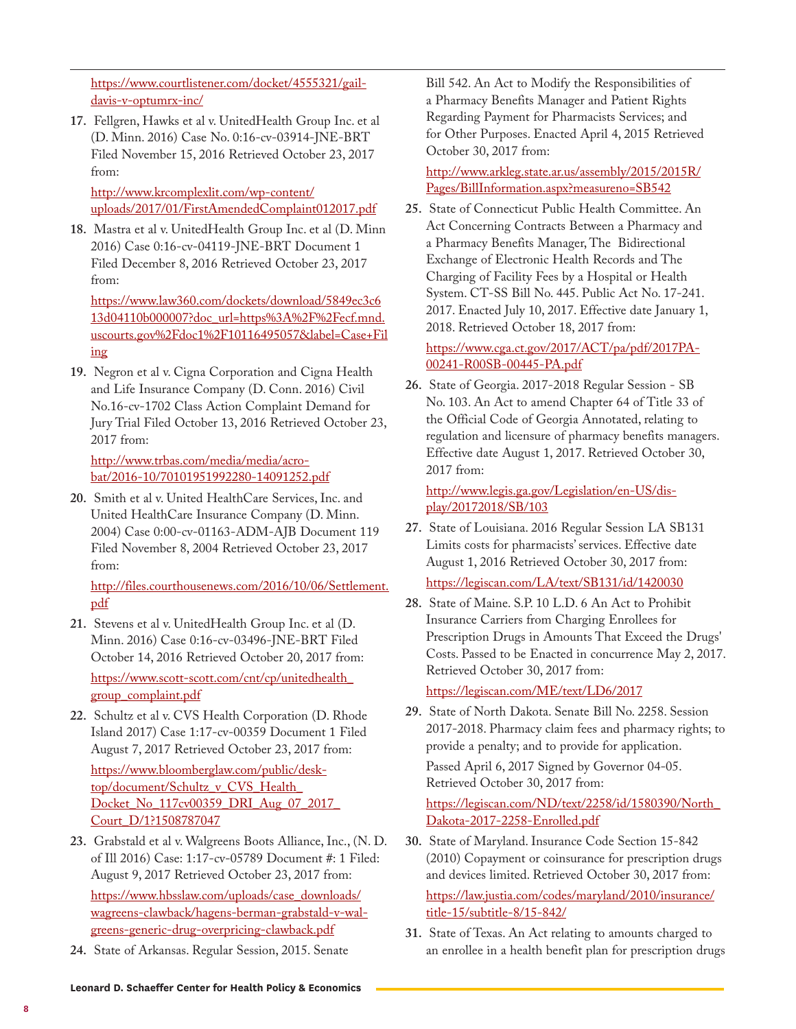https://www.courtlistener.com/docket/4555321/gail-davis-v-optumrx-inc/

17. Fellgren, Hawks et al v. UnitedHealth Group Inc. et al (D. Minn. 2016) Case No. 0:16-cv-03914-JNE-BRT Filed November 15, 2016 Retrieved October 23, 2017 from:

    http://www.krcomplexlit.com/wp-content/uploads/2017/01/FirstAmendedComplaint012017.pdf

18. Mastra et al v. UnitedHealth Group Inc. et al (D. Minn 2016) Case 0:16-cv-04119-JNE-BRT Document 1 Filed December 8, 2016 Retrieved October 23, 2017 from:

    https://www.law360.com/dockets/download/5849ec3c613d04110b000007?doc_url=https%3A%2F%2Fecf.mnd.uscourts.gov%2Fdoc1%2F10116495057&label=Case+Filing

19. Negron et al v. Cigna Corporation and Cigna Health and Life Insurance Company (D. Conn. 2016) Civil No.16-cv-1702 Class Action Complaint Demand for Jury Trial Filed October 13, 2016 Retrieved October 23, 2017 from:

    http://www.trbas.com/media/media/acrobat/2016-10/70101951992280-14091252.pdf

20. Smith et al v. United HealthCare Services, Inc. and United HealthCare Insurance Company (D. Minn. 2004) Case 0:00-cv-01163-ADM-AJB Document 119 Filed November 8, 2004 Retrieved October 23, 2017 from:

    http://files.courthousenews.com/2016/10/06/Settlement.pdf

21. Stevens et al v. UnitedHealth Group Inc. et al (D. Minn. 2016) Case 0:16-cv-03496-JNE-BRT Filed October 14, 2016 Retrieved October 20, 2017 from:

    https://www.scott-scott.com/cnt/cp/unitedhealth_group_complaint.pdf

22. Schultz et al v. CVS Health Corporation (D. Rhode Island 2017) Case 1:17-cv-00359 Document 1 Filed August 7, 2017 Retrieved October 23, 2017 from:

    https://www.bloomberglaw.com/public/desktop/document/Schultz_v_CVS_Health_Docket_No_117cv00359_DRI_Aug_07_2017_Court_D/1?1508787047

23. Grabstald et al v. Walgreens Boots Alliance, Inc., (N. D. of Ill 2016) Case: 1:17-cv-05789 Document #: 1 Filed: August 9, 2017 Retrieved October 23, 2017 from:

    https://www.hbsslaw.com/uploads/case_downloads/wagreens-clawback/hagens-berman-grabstald-v-walgreens-generic-drug-overpricing-clawback.pdf

24. State of Arkansas. Regular Session, 2015. Senate Bill 542. An Act to Modify the Responsibilities of a Pharmacy Benefits Manager and Patient Rights Regarding Payment for Pharmacists Services; and for Other Purposes. Enacted April 4, 2015 Retrieved October 30, 2017 from:

    http://www.arkleg.state.ar.us/assembly/2015/2015R/Pages/BillInformation.aspx?measureno=SB542

25. State of Connecticut Public Health Committee. An Act Concerning Contracts Between a Pharmacy and a Pharmacy Benefits Manager, The Bidirectional Exchange of Electronic Health Records and The Charging of Facility Fees by a Hospital or Health System. CT-SS Bill No. 445. Public Act No. 17-241. 2017. Enacted July 10, 2017. Effective date January 1, 2018. Retrieved October 18, 2017 from:

    https://www.cga.ct.gov/2017/ACT/pa/pdf/2017PA-00241-R00SB-00445-PA.pdf

26. State of Georgia. 2017-2018 Regular Session - SB No. 103. An Act to amend Chapter 64 of Title 33 of the Official Code of Georgia Annotated, relating to regulation and licensure of pharmacy benefits managers. Effective date August 1, 2017. Retrieved October 30, 2017 from:

    http://www.legis.ga.gov/Legislation/en-US/display/20172018/SB/103

27. State of Louisiana. 2016 Regular Session LA SB131 Limits costs for pharmacists' services. Effective date August 1, 2016 Retrieved October 30, 2017 from:

    https://legiscan.com/LA/text/SB131/id/1420030

28. State of Maine. S.P. 10 L.D. 6 An Act to Prohibit Insurance Carriers from Charging Enrollees for Prescription Drugs in Amounts That Exceed the Drugs' Costs. Passed to be Enacted in concurrence May 2, 2017. Retrieved October 30, 2017 from:

    https://legiscan.com/ME/text/LD6/2017

29. State of North Dakota. Senate Bill No. 2258. Session 2017-2018. Pharmacy claim fees and pharmacy rights; to provide a penalty; and to provide for application.

    Passed April 6, 2017 Signed by Governor 04-05. Retrieved October 30, 2017 from:

    https://legiscan.com/ND/text/2258/id/1580390/North_Dakota-2017-2258-Enrolled.pdf

30. State of Maryland. Insurance Code Section 15-842 (2010) Copayment or coinsurance for prescription drugs and devices limited. Retrieved October 30, 2017 from:

    https://law.justia.com/codes/maryland/2010/insurance/title-15/subtitle-8/15-842/

31. State of Texas. An Act relating to amounts charged to an enrollee in a health benefit plan for prescription drugs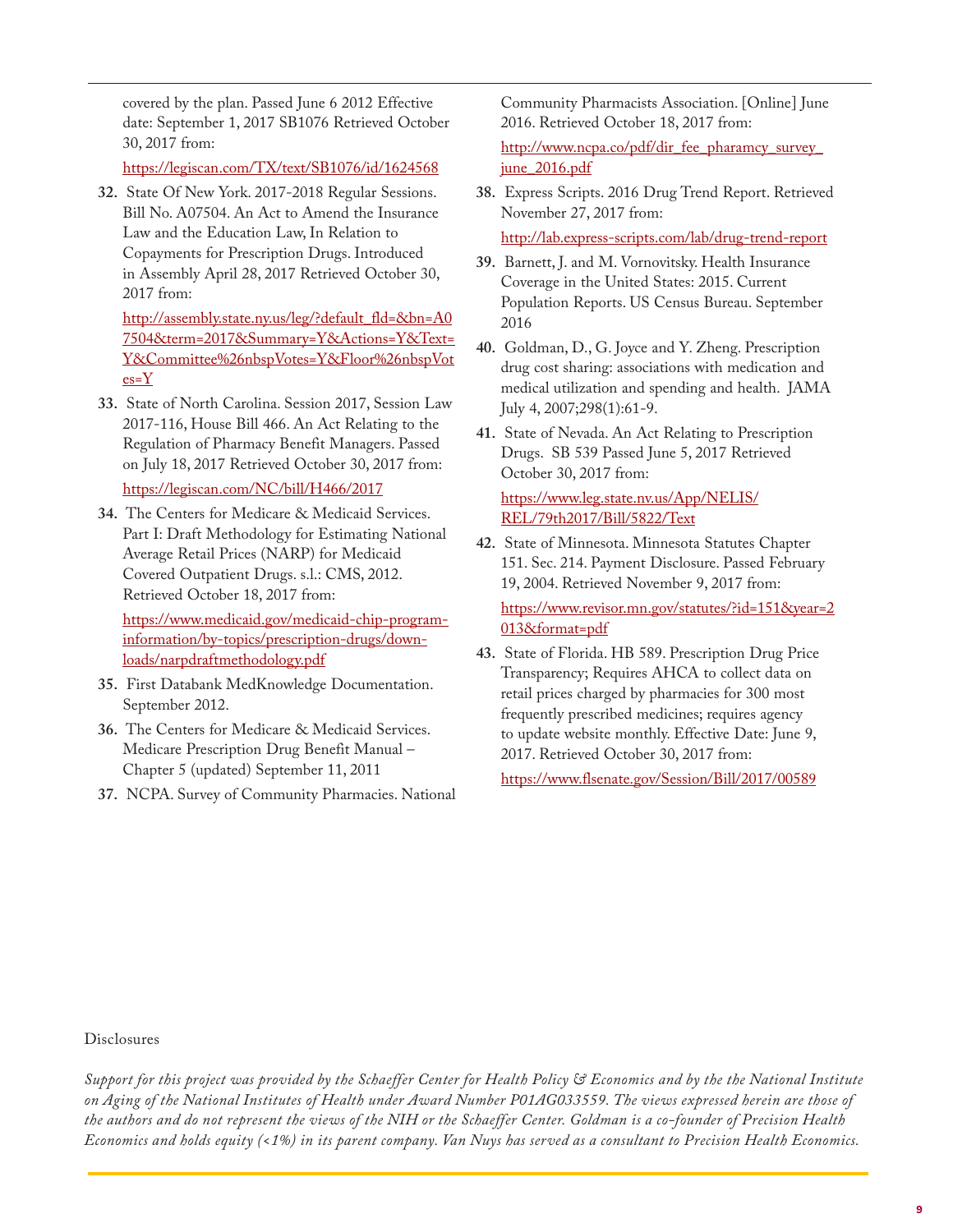covered by the plan. Passed June 6 2012 Effective date: September 1, 2017 SB1076 Retrieved October 30, 2017 from:

https://legiscan.com/TX/text/SB1076/id/1624568

32. State Of New York. 2017-2018 Regular Sessions. Bill No. A07504. An Act to Amend the Insurance Law and the Education Law, In Relation to Copayments for Prescription Drugs. Introduced in Assembly April 28, 2017 Retrieved October 30, 2017 from:

    http://assembly.state.ny.us/leg/?default_fld=&bn=A07504&term=2017&Summary=Y&Actions=Y&Text=Y&Committee%26nbspVotes=Y&Floor%26nbspVotes=Y

33. State of North Carolina. Session 2017, Session Law 2017-116, House Bill 466. An Act Relating to the Regulation of Pharmacy Benefit Managers. Passed on July 18, 2017 Retrieved October 30, 2017 from:

    https://legiscan.com/NC/bill/H466/2017

34. The Centers for Medicare & Medicaid Services. Part I: Draft Methodology for Estimating National Average Retail Prices (NARP) for Medicaid Covered Outpatient Drugs. s.l.: CMS, 2012. Retrieved October 18, 2017 from:

    https://www.medicaid.gov/medicaid-chip-program-information/by-topics/prescription-drugs/downloads/narpdraftmethodology.pdf

35. First Databank MedKnowledge Documentation. September 2012.

36. The Centers for Medicare & Medicaid Services. Medicare Prescription Drug Benefit Manual – Chapter 5 (updated) September 11, 2011

37. NCPA. Survey of Community Pharmacies. National Community Pharmacists Association. [Online] June 2016. Retrieved October 18, 2017 from:

    http://www.ncpa.co/pdf/dir_fee_pharamcy_survey_june_2016.pdf

38. Express Scripts. 2016 Drug Trend Report. Retrieved November 27, 2017 from:

    http://lab.express-scripts.com/lab/drug-trend-report

39. Barnett, J. and M. Vornovitsky. Health Insurance Coverage in the United States: 2015. Current Population Reports. US Census Bureau. September 2016

40. Goldman, D., G. Joyce and Y. Zheng. Prescription drug cost sharing: associations with medication and medical utilization and spending and health. JAMA July 4, 2007;298(1):61-9.

41. State of Nevada. An Act Relating to Prescription Drugs. SB 539 Passed June 5, 2017 Retrieved October 30, 2017 from:

    https://www.leg.state.nv.us/App/NELIS/REL/79th2017/Bill/5822/Text

42. State of Minnesota. Minnesota Statutes Chapter 151. Sec. 214. Payment Disclosure. Passed February 19, 2004. Retrieved November 9, 2017 from:

    https://www.revisor.mn.gov/statutes/?id=151&year=2013&format=pdf

43. State of Florida. HB 589. Prescription Drug Price Transparency; Requires AHCA to collect data on retail prices charged by pharmacies for 300 most frequently prescribed medicines; requires agency to update website monthly. Effective Date: June 9, 2017. Retrieved October 30, 2017 from:

    https://www.flsenate.gov/Session/Bill/2017/00589

Disclosures

*Support for this project was provided by the Schaeffer Center for Health Policy & Economics and by the the National Institute on Aging of the National Institutes of Health under Award Number P01AG033559. The views expressed herein are those of the authors and do not represent the views of the NIH or the Schaeffer Center. Goldman is a co-founder of Precision Health Economics and holds equity (<1%) in its parent company. Van Nuys has served as a consultant to Precision Health Economics.*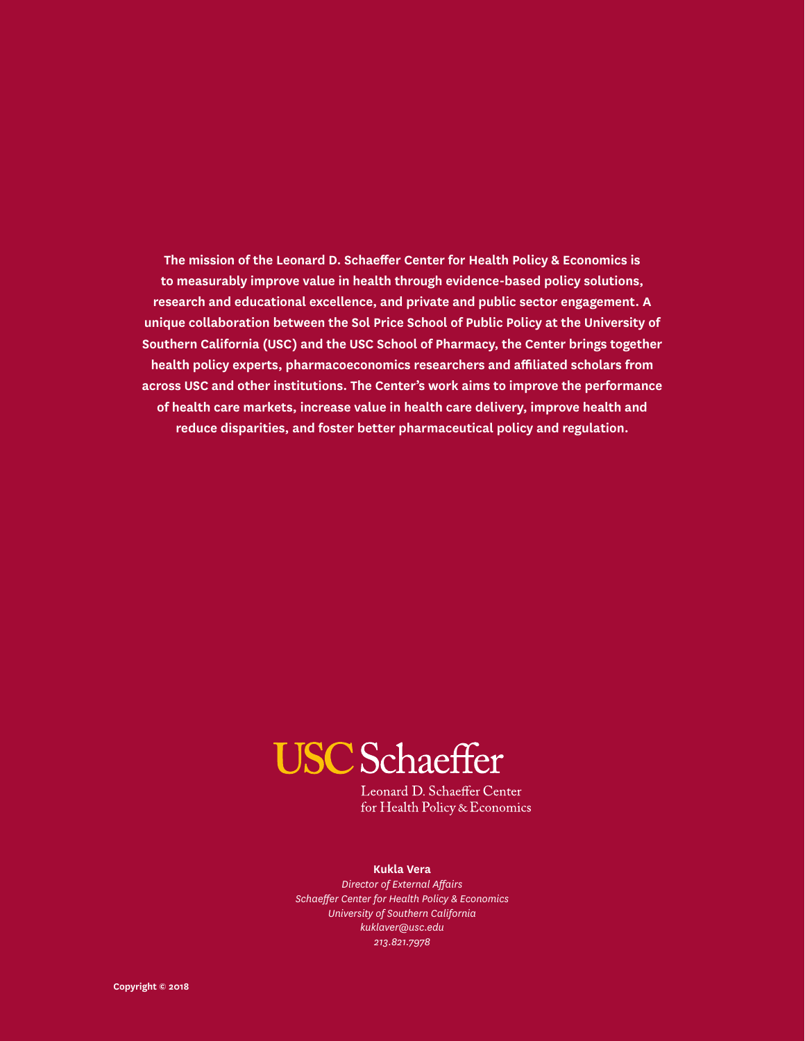**The mission of the Leonard D. Schaeffer Center for Health Policy & Economics is to measurably improve value in health through evidence-based policy solutions, research and educational excellence, and private and public sector engagement. A unique collaboration between the Sol Price School of Public Policy at the University of Southern California (USC) and the USC School of Pharmacy, the Center brings together health policy experts, pharmacoeconomics researchers and affiliated scholars from across USC and other institutions. The Center's work aims to improve the performance of health care markets, increase value in health care delivery, improve health and reduce disparities, and foster better pharmaceutical policy and regulation.**

USC Schaeffer

Leonard D. Schaeffer Center
for Health Policy & Economics

**Kukla Vera**

*Director of External Affairs*
*Schaeffer Center for Health Policy & Economics*
*University of Southern California*
*kuklaver@usc.edu*
*213.821.7978*

**Copyright © 2018**